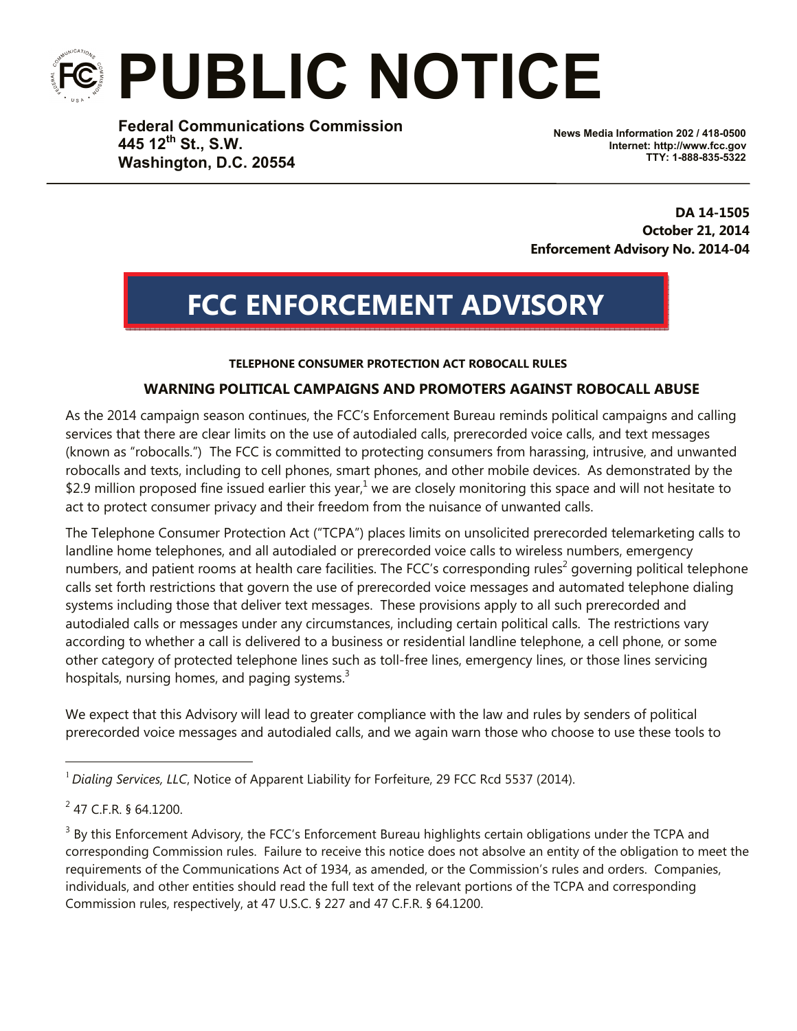# PUBLIC NOTICE

**Federal Communications Commission**
**445 12th St., S.W.**
**Washington, D.C. 20554**

**News Media Information 202 / 418-0500**
**Internet: http://www.fcc.gov**
**TTY: 1-888-835-5322**

**DA 14-1505**
**October 21, 2014**
**Enforcement Advisory No. 2014-04**

## FCC ENFORCEMENT ADVISORY

**TELEPHONE CONSUMER PROTECTION ACT ROBOCALL RULES**

### WARNING POLITICAL CAMPAIGNS AND PROMOTERS AGAINST ROBOCALL ABUSE

As the 2014 campaign season continues, the FCC's Enforcement Bureau reminds political campaigns and calling services that there are clear limits on the use of autodialed calls, prerecorded voice calls, and text messages (known as "robocalls.") The FCC is committed to protecting consumers from harassing, intrusive, and unwanted robocalls and texts, including to cell phones, smart phones, and other mobile devices. As demonstrated by the $2.9 million proposed fine issued earlier this year,[1] we are closely monitoring this space and will not hesitate to act to protect consumer privacy and their freedom from the nuisance of unwanted calls.

The Telephone Consumer Protection Act ("TCPA") places limits on unsolicited prerecorded telemarketing calls to landline home telephones, and all autodialed or prerecorded voice calls to wireless numbers, emergency numbers, and patient rooms at health care facilities. The FCC's corresponding rules[2] governing political telephone calls set forth restrictions that govern the use of prerecorded voice messages and automated telephone dialing systems including those that deliver text messages. These provisions apply to all such prerecorded and autodialed calls or messages under any circumstances, including certain political calls. The restrictions vary according to whether a call is delivered to a business or residential landline telephone, a cell phone, or some other category of protected telephone lines such as toll-free lines, emergency lines, or those lines servicing hospitals, nursing homes, and paging systems.[3]

We expect that this Advisory will lead to greater compliance with the law and rules by senders of political prerecorded voice messages and autodialed calls, and we again warn those who choose to use these tools to

---

[1] *Dialing Services, LLC*, Notice of Apparent Liability for Forfeiture, 29 FCC Rcd 5537 (2014).

[2] 47 C.F.R. § 64.1200.

[3] By this Enforcement Advisory, the FCC's Enforcement Bureau highlights certain obligations under the TCPA and corresponding Commission rules. Failure to receive this notice does not absolve an entity of the obligation to meet the requirements of the Communications Act of 1934, as amended, or the Commission's rules and orders. Companies, individuals, and other entities should read the full text of the relevant portions of the TCPA and corresponding Commission rules, respectively, at 47 U.S.C. § 227 and 47 C.F.R. § 64.1200.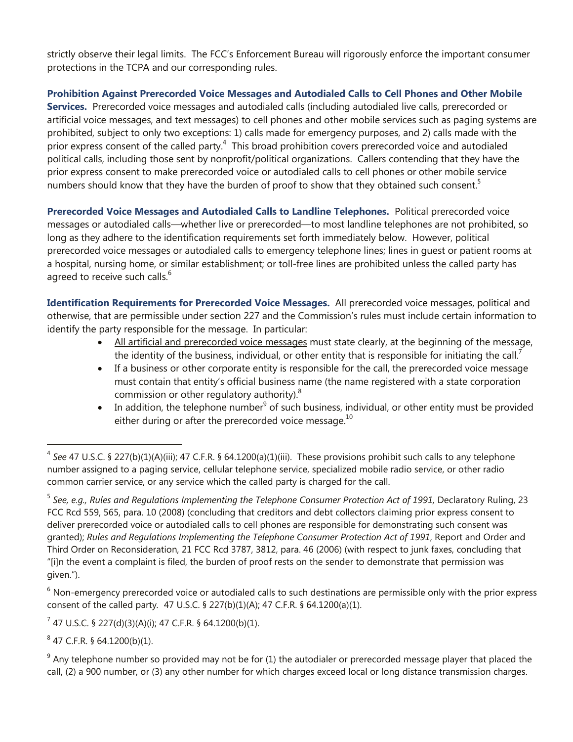strictly observe their legal limits. The FCC's Enforcement Bureau will rigorously enforce the important consumer protections in the TCPA and our corresponding rules.

**Prohibition Against Prerecorded Voice Messages and Autodialed Calls to Cell Phones and Other Mobile Services.** Prerecorded voice messages and autodialed calls (including autodialed live calls, prerecorded or artificial voice messages, and text messages) to cell phones and other mobile services such as paging systems are prohibited, subject to only two exceptions: 1) calls made for emergency purposes, and 2) calls made with the prior express consent of the called party.[4] This broad prohibition covers prerecorded voice and autodialed political calls, including those sent by nonprofit/political organizations. Callers contending that they have the prior express consent to make prerecorded voice or autodialed calls to cell phones or other mobile service numbers should know that they have the burden of proof to show that they obtained such consent.[5]

**Prerecorded Voice Messages and Autodialed Calls to Landline Telephones.** Political prerecorded voice messages or autodialed calls—whether live or prerecorded—to most landline telephones are not prohibited, so long as they adhere to the identification requirements set forth immediately below. However, political prerecorded voice messages or autodialed calls to emergency telephone lines; lines in guest or patient rooms at a hospital, nursing home, or similar establishment; or toll-free lines are prohibited unless the called party has agreed to receive such calls.[6]

**Identification Requirements for Prerecorded Voice Messages.** All prerecorded voice messages, political and otherwise, that are permissible under section 227 and the Commission's rules must include certain information to identify the party responsible for the message. In particular:

- <u>All artificial and prerecorded voice messages</u> must state clearly, at the beginning of the message, the identity of the business, individual, or other entity that is responsible for initiating the call.[7]
- If a business or other corporate entity is responsible for the call, the prerecorded voice message must contain that entity's official business name (the name registered with a state corporation commission or other regulatory authority).[8]
- In addition, the telephone number[9] of such business, individual, or other entity must be provided either during or after the prerecorded voice message.[10]

---

[4] *See* 47 U.S.C. § 227(b)(1)(A)(iii); 47 C.F.R. § 64.1200(a)(1)(iii). These provisions prohibit such calls to any telephone number assigned to a paging service, cellular telephone service, specialized mobile radio service, or other radio common carrier service, or any service which the called party is charged for the call.

[5] *See, e.g., Rules and Regulations Implementing the Telephone Consumer Protection Act of 1991*, Declaratory Ruling, 23 FCC Rcd 559, 565, para. 10 (2008) (concluding that creditors and debt collectors claiming prior express consent to deliver prerecorded voice or autodialed calls to cell phones are responsible for demonstrating such consent was granted); *Rules and Regulations Implementing the Telephone Consumer Protection Act of 1991*, Report and Order and Third Order on Reconsideration, 21 FCC Rcd 3787, 3812, para. 46 (2006) (with respect to junk faxes, concluding that "[i]n the event a complaint is filed, the burden of proof rests on the sender to demonstrate that permission was given.").

[6] Non-emergency prerecorded voice or autodialed calls to such destinations are permissible only with the prior express consent of the called party. 47 U.S.C. § 227(b)(1)(A); 47 C.F.R. § 64.1200(a)(1).

[7] 47 U.S.C. § 227(d)(3)(A)(i); 47 C.F.R. § 64.1200(b)(1).

[8] 47 C.F.R. § 64.1200(b)(1).

[9] Any telephone number so provided may not be for (1) the autodialer or prerecorded message player that placed the call, (2) a 900 number, or (3) any other number for which charges exceed local or long distance transmission charges.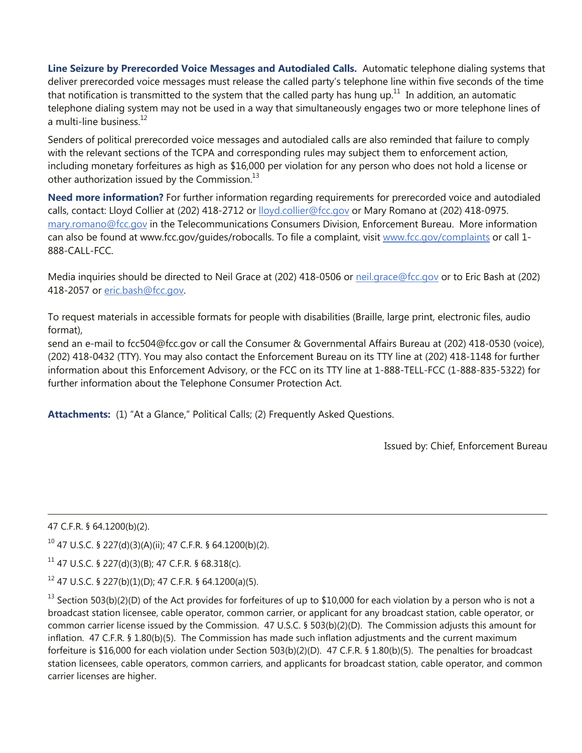**Line Seizure by Prerecorded Voice Messages and Autodialed Calls.** Automatic telephone dialing systems that deliver prerecorded voice messages must release the called party's telephone line within five seconds of the time that notification is transmitted to the system that the called party has hung up.[11] In addition, an automatic telephone dialing system may not be used in a way that simultaneously engages two or more telephone lines of a multi-line business.[12]

Senders of political prerecorded voice messages and autodialed calls are also reminded that failure to comply with the relevant sections of the TCPA and corresponding rules may subject them to enforcement action, including monetary forfeitures as high as $16,000 per violation for any person who does not hold a license or other authorization issued by the Commission.[13]

**Need more information?** For further information regarding requirements for prerecorded voice and autodialed calls, contact: Lloyd Collier at (202) 418-2712 or lloyd.collier@fcc.gov or Mary Romano at (202) 418-0975. mary.romano@fcc.gov in the Telecommunications Consumers Division, Enforcement Bureau. More information can also be found at www.fcc.gov/guides/robocalls. To file a complaint, visit www.fcc.gov/complaints or call 1-888-CALL-FCC.

Media inquiries should be directed to Neil Grace at (202) 418-0506 or neil.grace@fcc.gov or to Eric Bash at (202) 418-2057 or eric.bash@fcc.gov.

To request materials in accessible formats for people with disabilities (Braille, large print, electronic files, audio format),
send an e-mail to fcc504@fcc.gov or call the Consumer & Governmental Affairs Bureau at (202) 418-0530 (voice), (202) 418-0432 (TTY). You may also contact the Enforcement Bureau on its TTY line at (202) 418-1148 for further information about this Enforcement Advisory, or the FCC on its TTY line at 1-888-TELL-FCC (1-888-835-5322) for further information about the Telephone Consumer Protection Act.

**Attachments:** (1) "At a Glance," Political Calls; (2) Frequently Asked Questions.

Issued by: Chief, Enforcement Bureau

---

47 C.F.R. § 64.1200(b)(2).

[10] 47 U.S.C. § 227(d)(3)(A)(ii); 47 C.F.R. § 64.1200(b)(2).

[11] 47 U.S.C. § 227(d)(3)(B); 47 C.F.R. § 68.318(c).

[12] 47 U.S.C. § 227(b)(1)(D); 47 C.F.R. § 64.1200(a)(5).

[13] Section 503(b)(2)(D) of the Act provides for forfeitures of up to $10,000 for each violation by a person who is not a broadcast station licensee, cable operator, common carrier, or applicant for any broadcast station, cable operator, or common carrier license issued by the Commission. 47 U.S.C. § 503(b)(2)(D). The Commission adjusts this amount for inflation. 47 C.F.R. § 1.80(b)(5). The Commission has made such inflation adjustments and the current maximum forfeiture is $16,000 for each violation under Section 503(b)(2)(D). 47 C.F.R. § 1.80(b)(5). The penalties for broadcast station licensees, cable operators, common carriers, and applicants for broadcast station, cable operator, and common carrier licenses are higher.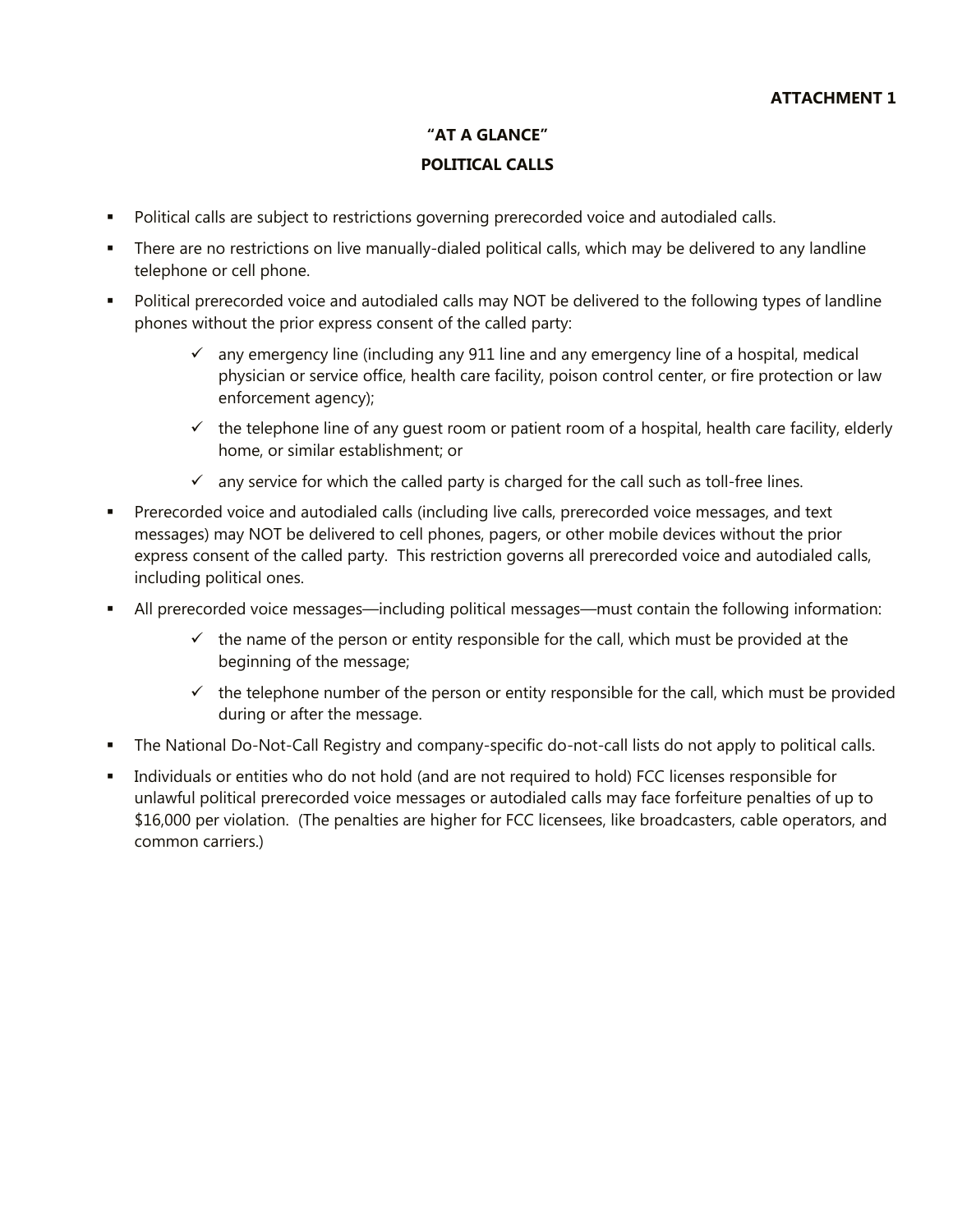**ATTACHMENT 1**

## "AT A GLANCE"

## POLITICAL CALLS

- Political calls are subject to restrictions governing prerecorded voice and autodialed calls.
- There are no restrictions on live manually-dialed political calls, which may be delivered to any landline telephone or cell phone.
- Political prerecorded voice and autodialed calls may NOT be delivered to the following types of landline phones without the prior express consent of the called party:
  - ✓ any emergency line (including any 911 line and any emergency line of a hospital, medical physician or service office, health care facility, poison control center, or fire protection or law enforcement agency);
  - ✓ the telephone line of any guest room or patient room of a hospital, health care facility, elderly home, or similar establishment; or
  - ✓ any service for which the called party is charged for the call such as toll-free lines.
- Prerecorded voice and autodialed calls (including live calls, prerecorded voice messages, and text messages) may NOT be delivered to cell phones, pagers, or other mobile devices without the prior express consent of the called party. This restriction governs all prerecorded voice and autodialed calls, including political ones.
- All prerecorded voice messages—including political messages—must contain the following information:
  - ✓ the name of the person or entity responsible for the call, which must be provided at the beginning of the message;
  - ✓ the telephone number of the person or entity responsible for the call, which must be provided during or after the message.
- The National Do-Not-Call Registry and company-specific do-not-call lists do not apply to political calls.
- Individuals or entities who do not hold (and are not required to hold) FCC licenses responsible for unlawful political prerecorded voice messages or autodialed calls may face forfeiture penalties of up to $16,000 per violation. (The penalties are higher for FCC licensees, like broadcasters, cable operators, and common carriers.)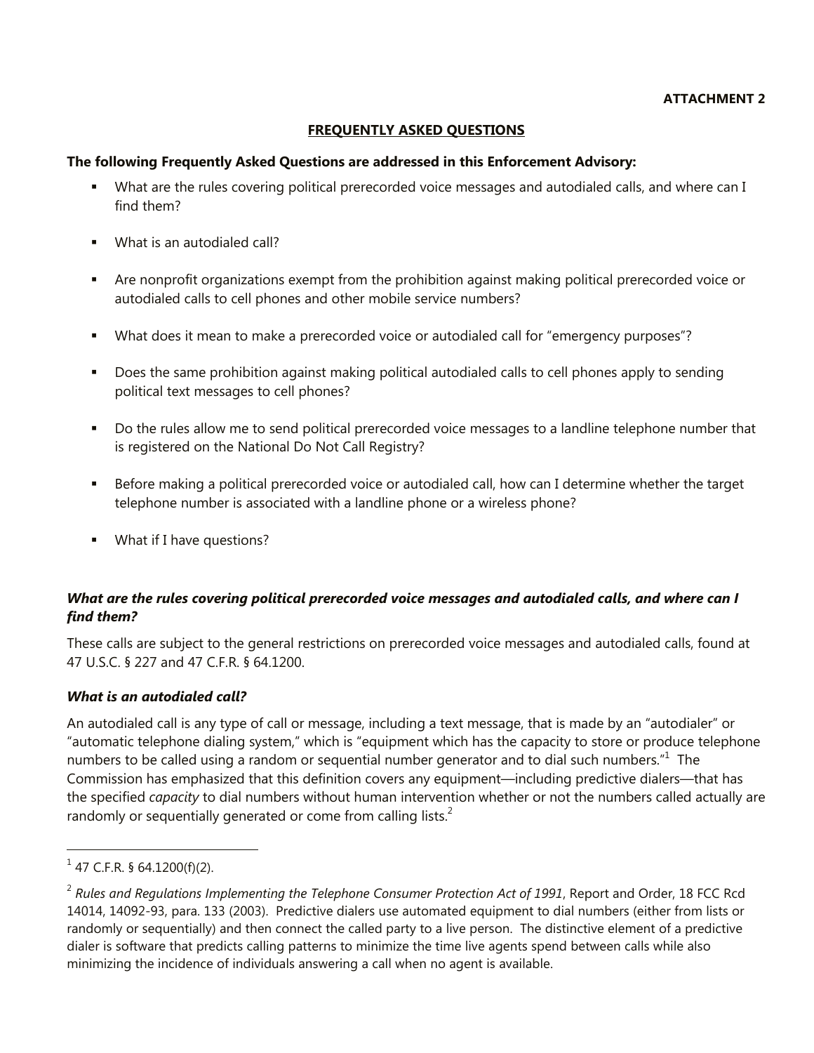**ATTACHMENT 2**

## FREQUENTLY ASKED QUESTIONS

**The following Frequently Asked Questions are addressed in this Enforcement Advisory:**

- What are the rules covering political prerecorded voice messages and autodialed calls, and where can I find them?
- What is an autodialed call?
- Are nonprofit organizations exempt from the prohibition against making political prerecorded voice or autodialed calls to cell phones and other mobile service numbers?
- What does it mean to make a prerecorded voice or autodialed call for "emergency purposes"?
- Does the same prohibition against making political autodialed calls to cell phones apply to sending political text messages to cell phones?
- Do the rules allow me to send political prerecorded voice messages to a landline telephone number that is registered on the National Do Not Call Registry?
- Before making a political prerecorded voice or autodialed call, how can I determine whether the target telephone number is associated with a landline phone or a wireless phone?
- What if I have questions?

### *What are the rules covering political prerecorded voice messages and autodialed calls, and where can I find them?*

These calls are subject to the general restrictions on prerecorded voice messages and autodialed calls, found at 47 U.S.C. § 227 and 47 C.F.R. § 64.1200.

### *What is an autodialed call?*

An autodialed call is any type of call or message, including a text message, that is made by an "autodialer" or "automatic telephone dialing system," which is "equipment which has the capacity to store or produce telephone numbers to be called using a random or sequential number generator and to dial such numbers."[1] The Commission has emphasized that this definition covers any equipment—including predictive dialers—that has the specified *capacity* to dial numbers without human intervention whether or not the numbers called actually are randomly or sequentially generated or come from calling lists.[2]

---

[1] 47 C.F.R. § 64.1200(f)(2).

[2] *Rules and Regulations Implementing the Telephone Consumer Protection Act of 1991*, Report and Order, 18 FCC Rcd 14014, 14092-93, para. 133 (2003). Predictive dialers use automated equipment to dial numbers (either from lists or randomly or sequentially) and then connect the called party to a live person. The distinctive element of a predictive dialer is software that predicts calling patterns to minimize the time live agents spend between calls while also minimizing the incidence of individuals answering a call when no agent is available.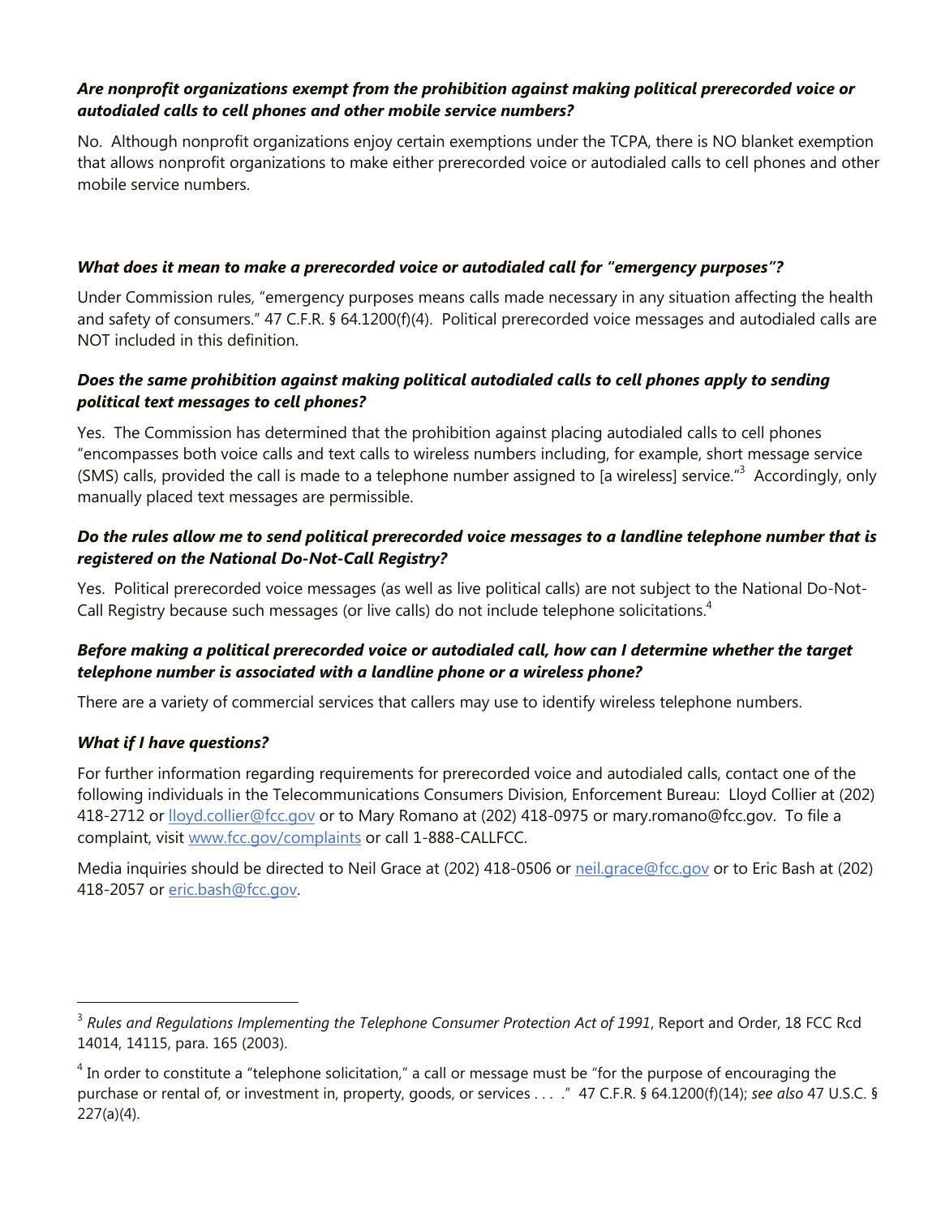***Are nonprofit organizations exempt from the prohibition against making political prerecorded voice or autodialed calls to cell phones and other mobile service numbers?***

No. Although nonprofit organizations enjoy certain exemptions under the TCPA, there is NO blanket exemption that allows nonprofit organizations to make either prerecorded voice or autodialed calls to cell phones and other mobile service numbers.

***What does it mean to make a prerecorded voice or autodialed call for "emergency purposes"?***

Under Commission rules, "emergency purposes means calls made necessary in any situation affecting the health and safety of consumers." 47 C.F.R. § 64.1200(f)(4). Political prerecorded voice messages and autodialed calls are NOT included in this definition.

***Does the same prohibition against making political autodialed calls to cell phones apply to sending political text messages to cell phones?***

Yes. The Commission has determined that the prohibition against placing autodialed calls to cell phones "encompasses both voice calls and text calls to wireless numbers including, for example, short message service (SMS) calls, provided the call is made to a telephone number assigned to [a wireless] service."[3] Accordingly, only manually placed text messages are permissible.

***Do the rules allow me to send political prerecorded voice messages to a landline telephone number that is registered on the National Do-Not-Call Registry?***

Yes. Political prerecorded voice messages (as well as live political calls) are not subject to the National Do-Not-Call Registry because such messages (or live calls) do not include telephone solicitations.[4]

***Before making a political prerecorded voice or autodialed call, how can I determine whether the target telephone number is associated with a landline phone or a wireless phone?***

There are a variety of commercial services that callers may use to identify wireless telephone numbers.

***What if I have questions?***

For further information regarding requirements for prerecorded voice and autodialed calls, contact one of the following individuals in the Telecommunications Consumers Division, Enforcement Bureau: Lloyd Collier at (202) 418-2712 or lloyd.collier@fcc.gov or to Mary Romano at (202) 418-0975 or mary.romano@fcc.gov. To file a complaint, visit www.fcc.gov/complaints or call 1-888-CALLFCC.

Media inquiries should be directed to Neil Grace at (202) 418-0506 or neil.grace@fcc.gov or to Eric Bash at (202) 418-2057 or eric.bash@fcc.gov.

---

[3] *Rules and Regulations Implementing the Telephone Consumer Protection Act of 1991*, Report and Order, 18 FCC Rcd 14014, 14115, para. 165 (2003).

[4] In order to constitute a "telephone solicitation," a call or message must be "for the purpose of encouraging the purchase or rental of, or investment in, property, goods, or services . . . ." 47 C.F.R. § 64.1200(f)(14); *see also* 47 U.S.C. § 227(a)(4).